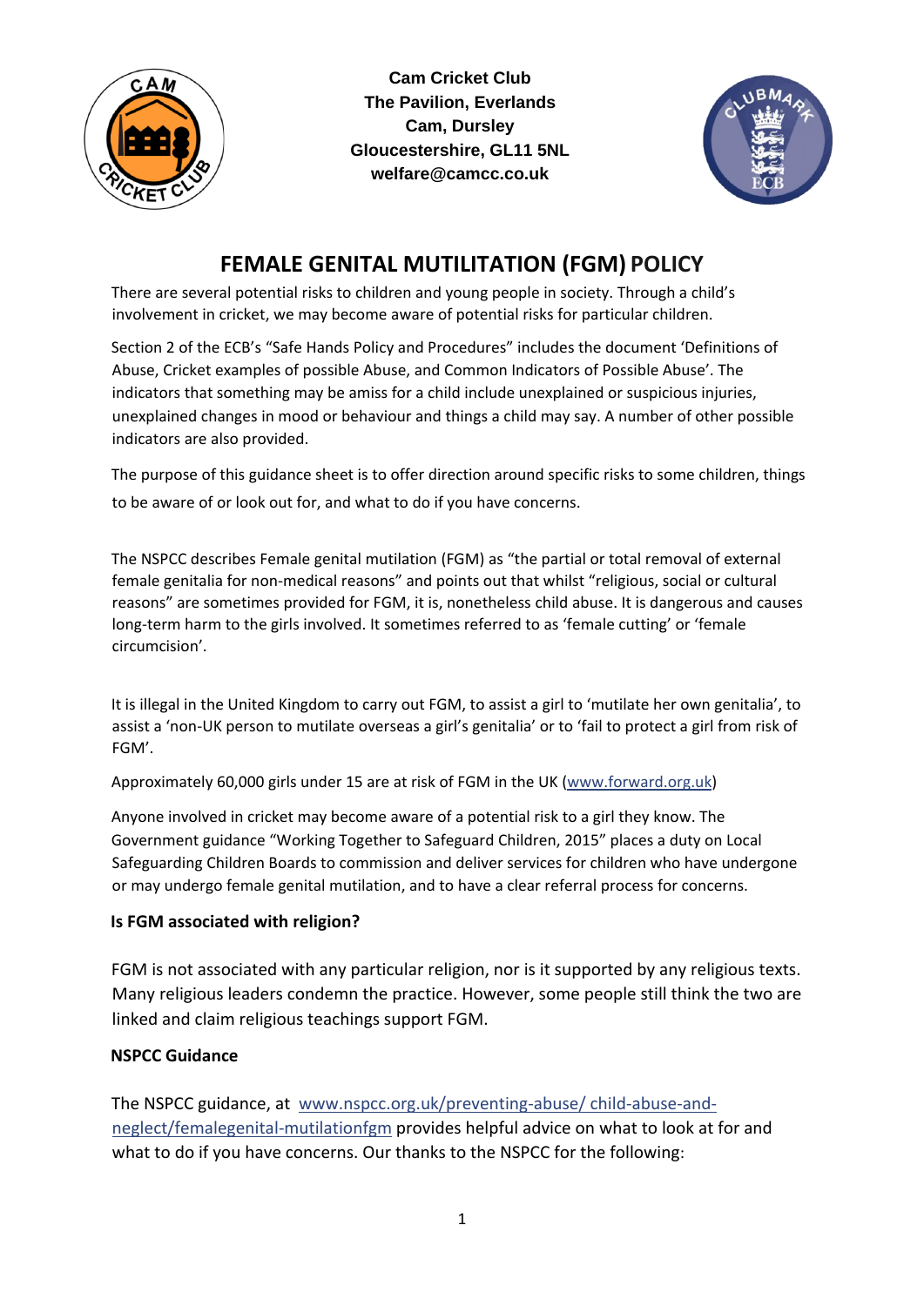**Cam Cricket Club**
**The Pavilion, Everlands**
**Cam, Dursley**
**Gloucestershire, GL11 5NL**
**welfare@camcc.co.uk**

# FEMALE GENITAL MUTILITATION (FGM) POLICY

There are several potential risks to children and young people in society. Through a child's involvement in cricket, we may become aware of potential risks for particular children.

Section 2 of the ECB's "Safe Hands Policy and Procedures" includes the document 'Definitions of Abuse, Cricket examples of possible Abuse, and Common Indicators of Possible Abuse'. The indicators that something may be amiss for a child include unexplained or suspicious injuries, unexplained changes in mood or behaviour and things a child may say. A number of other possible indicators are also provided.

The purpose of this guidance sheet is to offer direction around specific risks to some children, things to be aware of or look out for, and what to do if you have concerns.

The NSPCC describes Female genital mutilation (FGM) as "the partial or total removal of external female genitalia for non-medical reasons" and points out that whilst "religious, social or cultural reasons" are sometimes provided for FGM, it is, nonetheless child abuse. It is dangerous and causes long-term harm to the girls involved. It sometimes referred to as 'female cutting' or 'female circumcision'.

It is illegal in the United Kingdom to carry out FGM, to assist a girl to 'mutilate her own genitalia', to assist a 'non-UK person to mutilate overseas a girl's genitalia' or to 'fail to protect a girl from risk of FGM'.

Approximately 60,000 girls under 15 are at risk of FGM in the UK (www.forward.org.uk)

Anyone involved in cricket may become aware of a potential risk to a girl they know. The Government guidance "Working Together to Safeguard Children, 2015" places a duty on Local Safeguarding Children Boards to commission and deliver services for children who have undergone or may undergo female genital mutilation, and to have a clear referral process for concerns.

### Is FGM associated with religion?

FGM is not associated with any particular religion, nor is it supported by any religious texts. Many religious leaders condemn the practice. However, some people still think the two are linked and claim religious teachings support FGM.

### NSPCC Guidance

The NSPCC guidance, at www.nspcc.org.uk/preventing-abuse/ child-abuse-and-neglect/femalegenital-mutilationfgm provides helpful advice on what to look at for and what to do if you have concerns. Our thanks to the NSPCC for the following: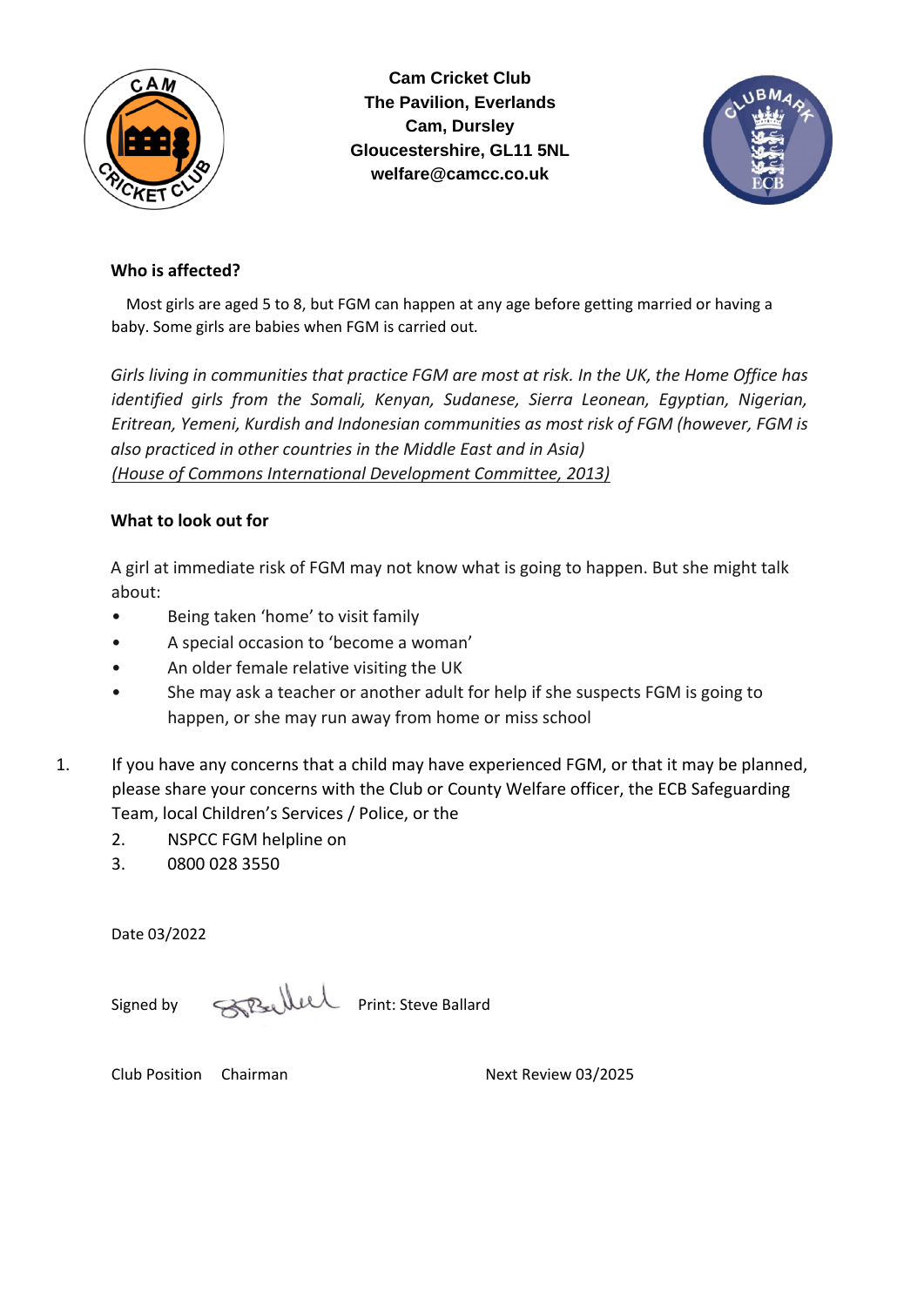**Cam Cricket Club**
**The Pavilion, Everlands**
**Cam, Dursley**
**Gloucestershire, GL11 5NL**
**welfare@camcc.co.uk**

### Who is affected?

Most girls are aged 5 to 8, but FGM can happen at any age before getting married or having a baby. Some girls are babies when FGM is carried out.

*Girls living in communities that practice FGM are most at risk. In the UK, the Home Office has identified girls from the Somali, Kenyan, Sudanese, Sierra Leonean, Egyptian, Nigerian, Eritrean, Yemeni, Kurdish and Indonesian communities as most risk of FGM (however, FGM is also practiced in other countries in the Middle East and in Asia)*
*(House of Commons International Development Committee, 2013)*

### What to look out for

A girl at immediate risk of FGM may not know what is going to happen. But she might talk about:

- Being taken 'home' to visit family
- A special occasion to 'become a woman'
- An older female relative visiting the UK
- She may ask a teacher or another adult for help if she suspects FGM is going to happen, or she may run away from home or miss school

1. If you have any concerns that a child may have experienced FGM, or that it may be planned, please share your concerns with the Club or County Welfare officer, the ECB Safeguarding Team, local Children's Services / Police, or the
2. NSPCC FGM helpline on
3. 0800 028 3550

Date 03/2022

Signed by Print: Steve Ballard

Club Position Chairman Next Review 03/2025